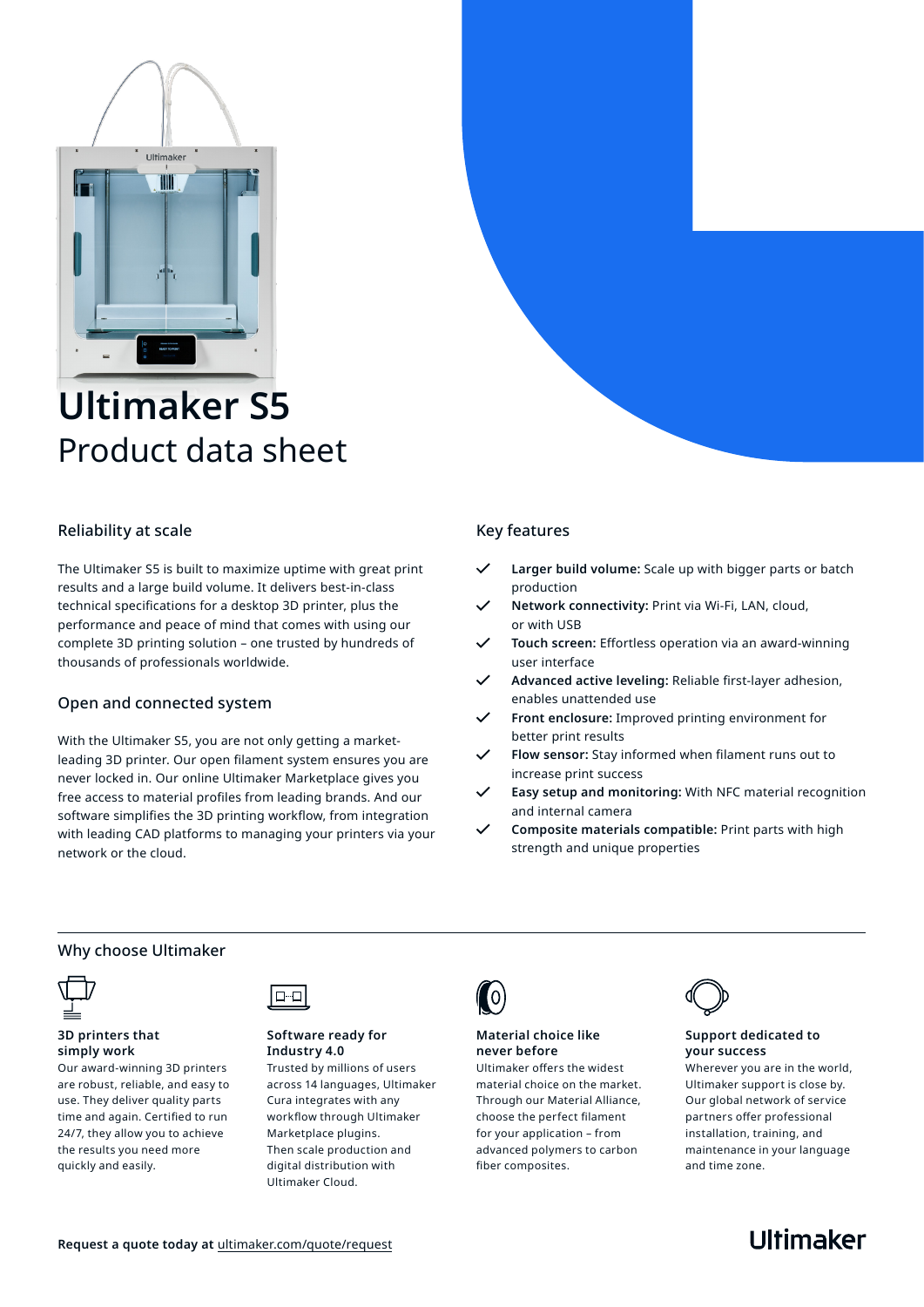# Ultimaker S5

## Product data sheet

### Reliability at scale

The Ultimaker S5 is built to maximize uptime with great print results and a large build volume. It delivers best-in-class technical specifications for a desktop 3D printer, plus the performance and peace of mind that comes with using our complete 3D printing solution – one trusted by hundreds of thousands of professionals worldwide.

### Open and connected system

With the Ultimaker S5, you are not only getting a market-leading 3D printer. Our open filament system ensures you are never locked in. Our online Ultimaker Marketplace gives you free access to material profiles from leading brands. And our software simplifies the 3D printing workflow, from integration with leading CAD platforms to managing your printers via your network or the cloud.

### Key features

- **Larger build volume:** Scale up with bigger parts or batch production
- **Network connectivity:** Print via Wi-Fi, LAN, cloud, or with USB
- **Touch screen:** Effortless operation via an award-winning user interface
- **Advanced active leveling:** Reliable first-layer adhesion, enables unattended use
- **Front enclosure:** Improved printing environment for better print results
- **Flow sensor:** Stay informed when filament runs out to increase print success
- **Easy setup and monitoring:** With NFC material recognition and internal camera
- **Composite materials compatible:** Print parts with high strength and unique properties

### Why choose Ultimaker

**3D printers that simply work**
Our award-winning 3D printers are robust, reliable, and easy to use. They deliver quality parts time and again. Certified to run 24/7, they allow you to achieve the results you need more quickly and easily.

**Software ready for Industry 4.0**
Trusted by millions of users across 14 languages, Ultimaker Cura integrates with any workflow through Ultimaker Marketplace plugins. Then scale production and digital distribution with Ultimaker Cloud.

**Material choice like never before**
Ultimaker offers the widest material choice on the market. Through our Material Alliance, choose the perfect filament for your application – from advanced polymers to carbon fiber composites.

**Support dedicated to your success**
Wherever you are in the world, Ultimaker support is close by. Our global network of service partners offer professional installation, training, and maintenance in your language and time zone.

**Request a quote today at** ultimaker.com/quote/request

Ultimaker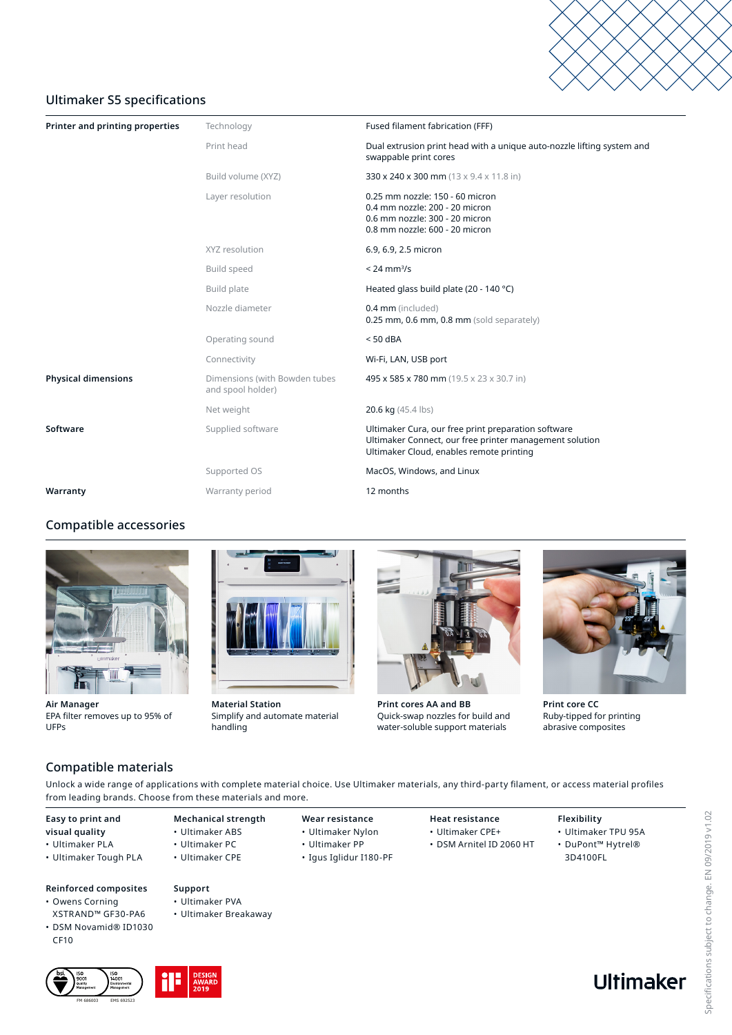## Ultimaker S5 specifications

| | | |
|---|---|---|
| **Printer and printing properties** | Technology | Fused filament fabrication (FFF) |
| | Print head | Dual extrusion print head with a unique auto-nozzle lifting system and swappable print cores |
| | Build volume (XYZ) | 330 x 240 x 300 mm (13 x 9.4 x 11.8 in) |
| | Layer resolution | 0.25 mm nozzle: 150 - 60 micron<br>0.4 mm nozzle: 200 - 20 micron<br>0.6 mm nozzle: 300 - 20 micron<br>0.8 mm nozzle: 600 - 20 micron |
| | XYZ resolution | 6.9, 6.9, 2.5 micron |
| | Build speed | < 24 mm³/s |
| | Build plate | Heated glass build plate (20 - 140 °C) |
| | Nozzle diameter | 0.4 mm (included)<br>0.25 mm, 0.6 mm, 0.8 mm (sold separately) |
| | Operating sound | < 50 dBA |
| | Connectivity | Wi-Fi, LAN, USB port |
| **Physical dimensions** | Dimensions (with Bowden tubes and spool holder) | 495 x 585 x 780 mm (19.5 x 23 x 30.7 in) |
| | Net weight | 20.6 kg (45.4 lbs) |
| **Software** | Supplied software | Ultimaker Cura, our free print preparation software<br>Ultimaker Connect, our free printer management solution<br>Ultimaker Cloud, enables remote printing |
| | Supported OS | MacOS, Windows, and Linux |
| **Warranty** | Warranty period | 12 months |

## Compatible accessories

**Air Manager**
EPA filter removes up to 95% of UFPs

**Material Station**
Simplify and automate material handling

**Print cores AA and BB**
Quick-swap nozzles for build and water-soluble support materials

**Print core CC**
Ruby-tipped for printing abrasive composites

## Compatible materials

Unlock a wide range of applications with complete material choice. Use Ultimaker materials, any third-party filament, or access material profiles from leading brands. Choose from these materials and more.

**Easy to print and visual quality**
- Ultimaker PLA
- Ultimaker Tough PLA

**Mechanical strength**
- Ultimaker ABS
- Ultimaker PC
- Ultimaker CPE

**Wear resistance**
- Ultimaker Nylon
- Ultimaker PP
- Igus Iglidur I180-PF

**Heat resistance**
- Ultimaker CPE+
- DSM Arnitel ID 2060 HT

**Flexibility**
- Ultimaker TPU 95A
- DuPont™ Hytrel® 3D4100FL

**Reinforced composites**
- Owens Corning XSTRAND™ GF30-PA6
- DSM Novamid® ID1030 CF10

**Support**
- Ultimaker PVA
- Ultimaker Breakaway

Specifications subject to change. EN 09/2019 v1.02